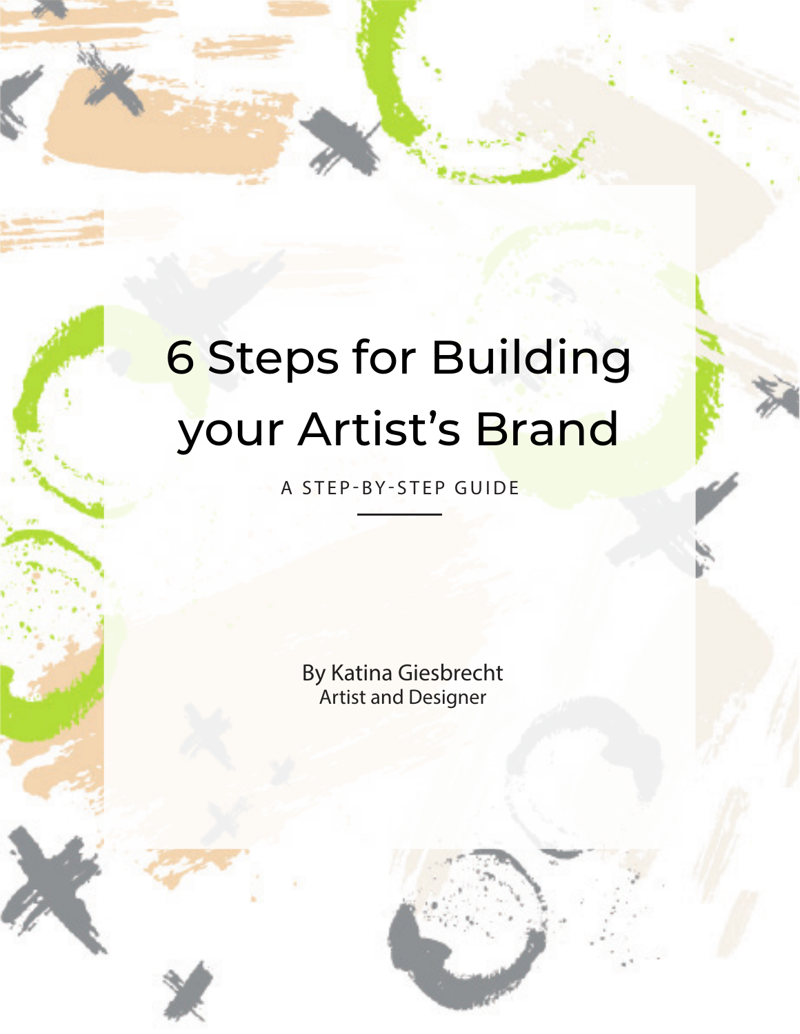# 6 Steps for Building your Artist's Brand

A STEP-BY-STEP GUIDE

By Katina Giesbrecht
Artist and Designer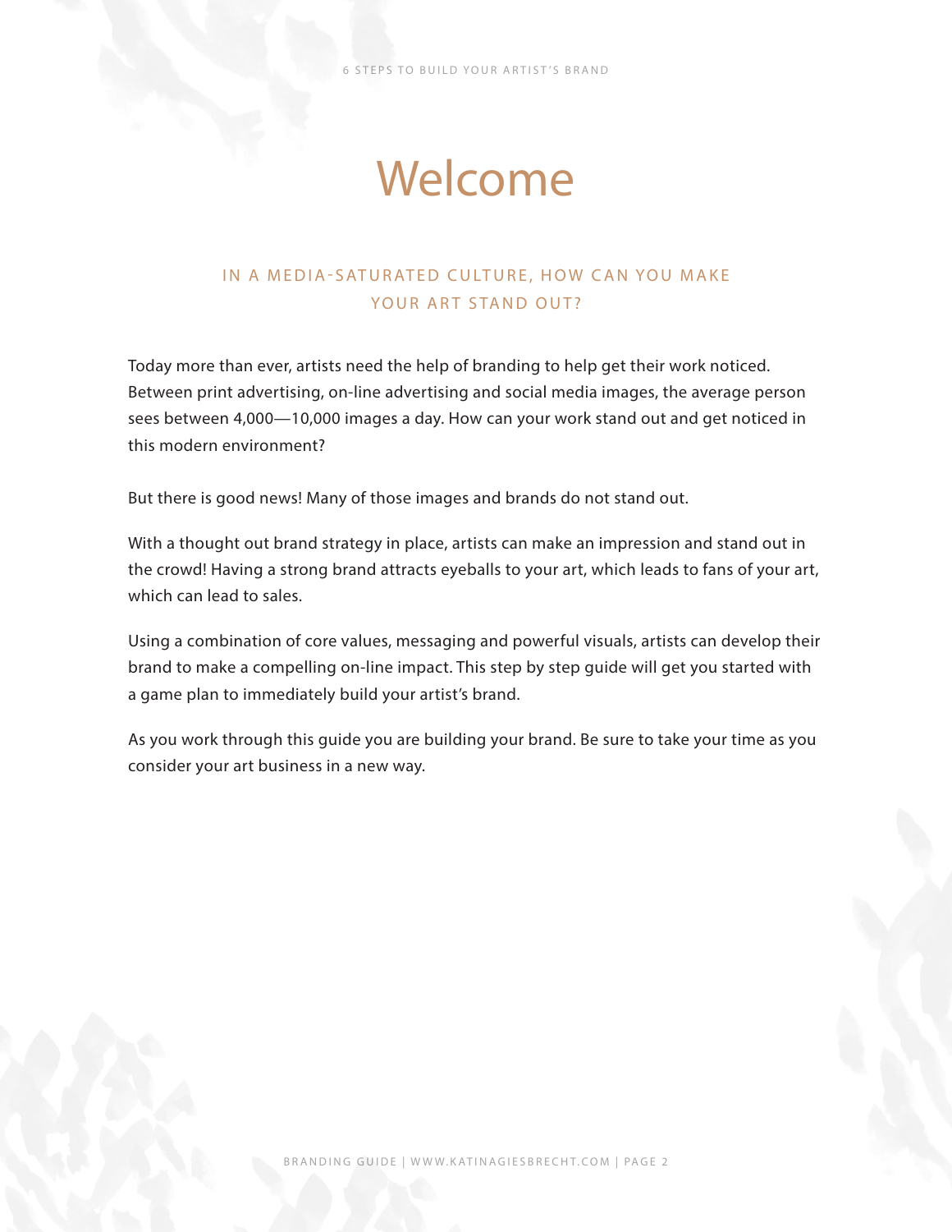# Welcome

## IN A MEDIA-SATURATED CULTURE, HOW CAN YOU MAKE YOUR ART STAND OUT?

Today more than ever, artists need the help of branding to help get their work noticed. Between print advertising, on-line advertising and social media images, the average person sees between 4,000—10,000 images a day. How can your work stand out and get noticed in this modern environment?

But there is good news! Many of those images and brands do not stand out.

With a thought out brand strategy in place, artists can make an impression and stand out in the crowd! Having a strong brand attracts eyeballs to your art, which leads to fans of your art, which can lead to sales.

Using a combination of core values, messaging and powerful visuals, artists can develop their brand to make a compelling on-line impact. This step by step guide will get you started with a game plan to immediately build your artist's brand.

As you work through this guide you are building your brand. Be sure to take your time as you consider your art business in a new way.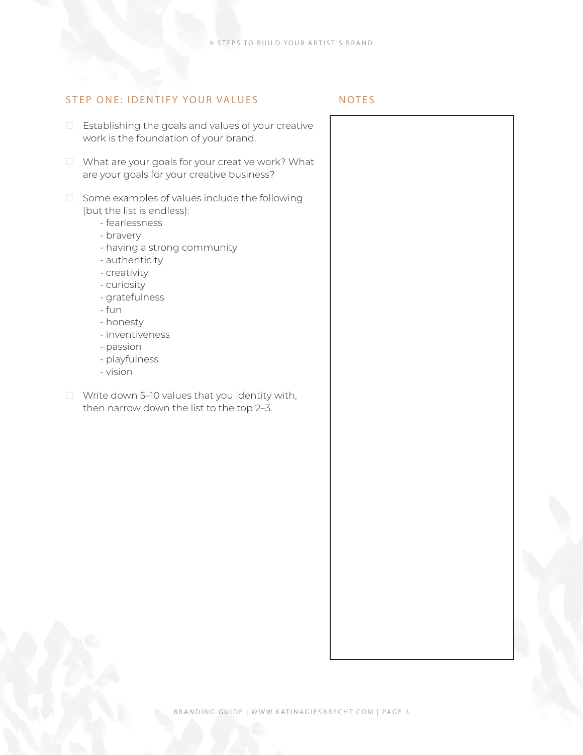## STEP ONE: IDENTIFY YOUR VALUES

- [ ] Establishing the goals and values of your creative work is the foundation of your brand.
- [ ] What are your goals for your creative work? What are your goals for your creative business?
- [ ] Some examples of values include the following (but the list is endless):
    - fearlessness
    - bravery
    - having a strong community
    - authenticity
    - creativity
    - curiosity
    - gratefulness
    - fun
    - honesty
    - inventiveness
    - passion
    - playfulness
    - vision
- [ ] Write down 5–10 values that you identity with, then narrow down the list to the top 2–3.

## NOTES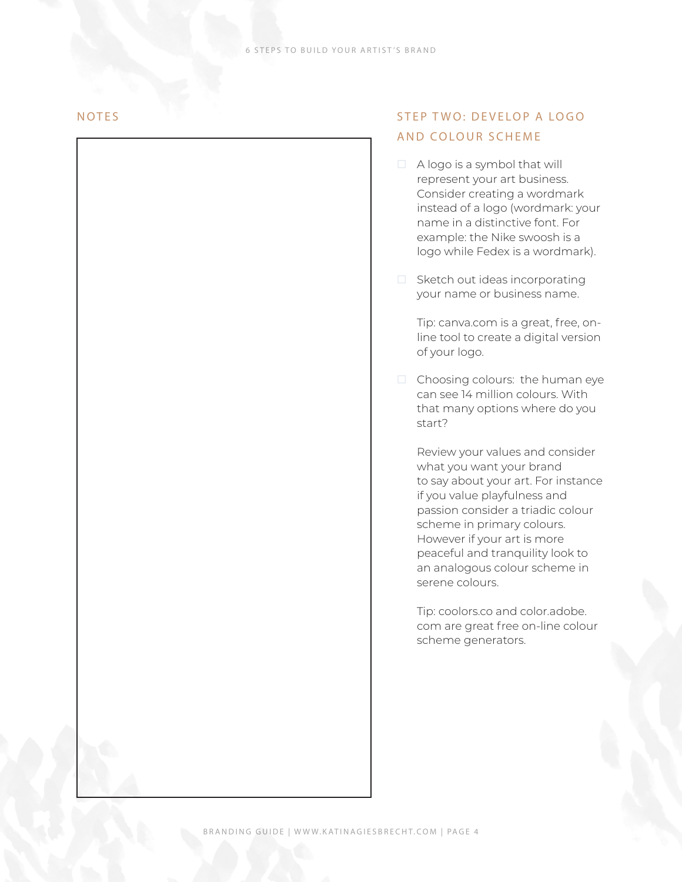## NOTES

## STEP TWO: DEVELOP A LOGO AND COLOUR SCHEME

- ☐ A logo is a symbol that will represent your art business. Consider creating a wordmark instead of a logo (wordmark: your name in a distinctive font. For example: the Nike swoosh is a logo while Fedex is a wordmark).

- ☐ Sketch out ideas incorporating your name or business name.

  Tip: canva.com is a great, free, on-line tool to create a digital version of your logo.

- ☐ Choosing colours: the human eye can see 14 million colours. With that many options where do you start?

  Review your values and consider what you want your brand to say about your art. For instance if you value playfulness and passion consider a triadic colour scheme in primary colours. However if your art is more peaceful and tranquility look to an analogous colour scheme in serene colours.

  Tip: coolors.co and color.adobe.com are great free on-line colour scheme generators.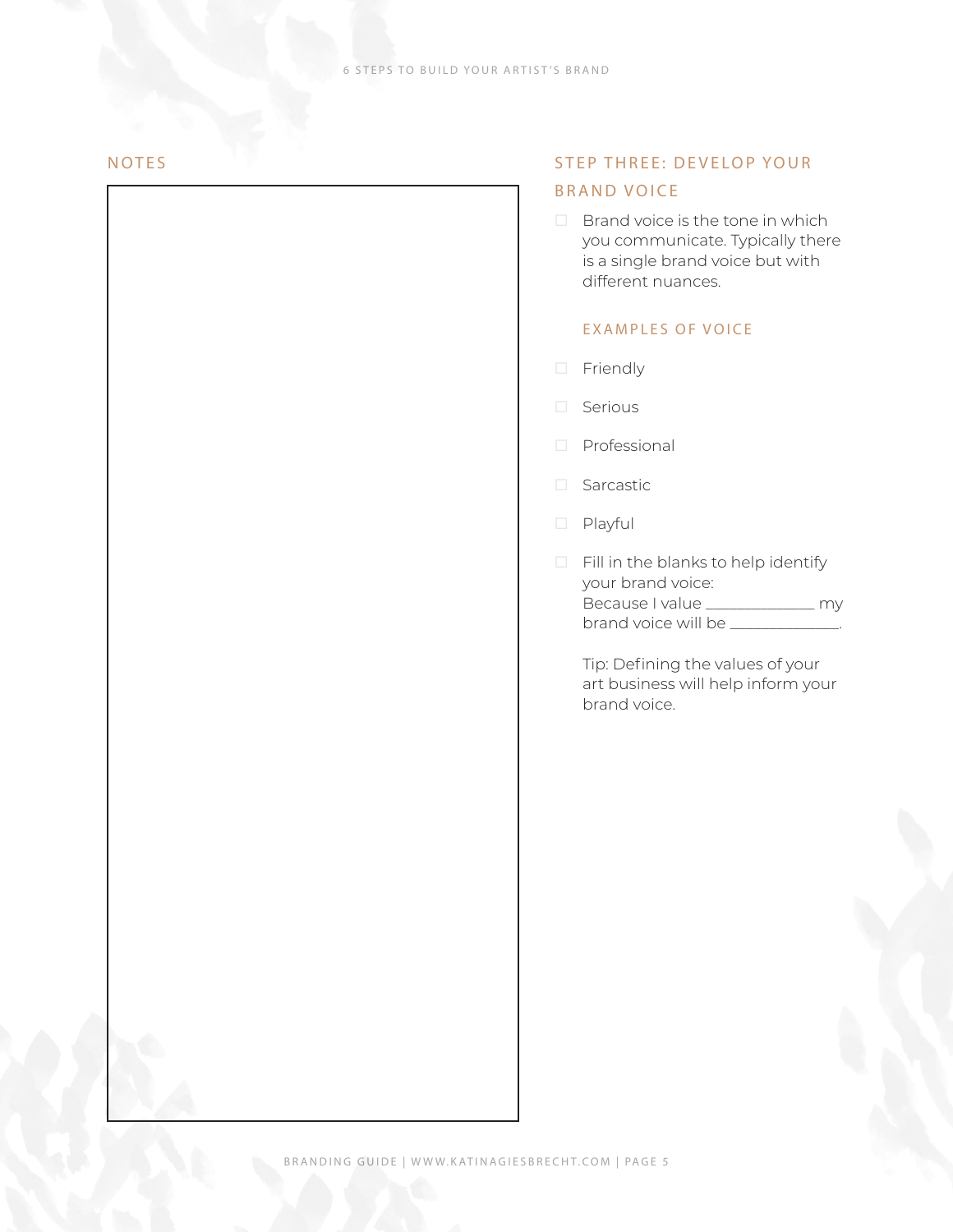## NOTES

## STEP THREE: DEVELOP YOUR BRAND VOICE

- Brand voice is the tone in which you communicate. Typically there is a single brand voice but with different nuances.

### EXAMPLES OF VOICE

- Friendly
- Serious
- Professional
- Sarcastic
- Playful
- Fill in the blanks to help identify your brand voice:
  Because I value _____________ my brand voice will be _____________.

  Tip: Defining the values of your art business will help inform your brand voice.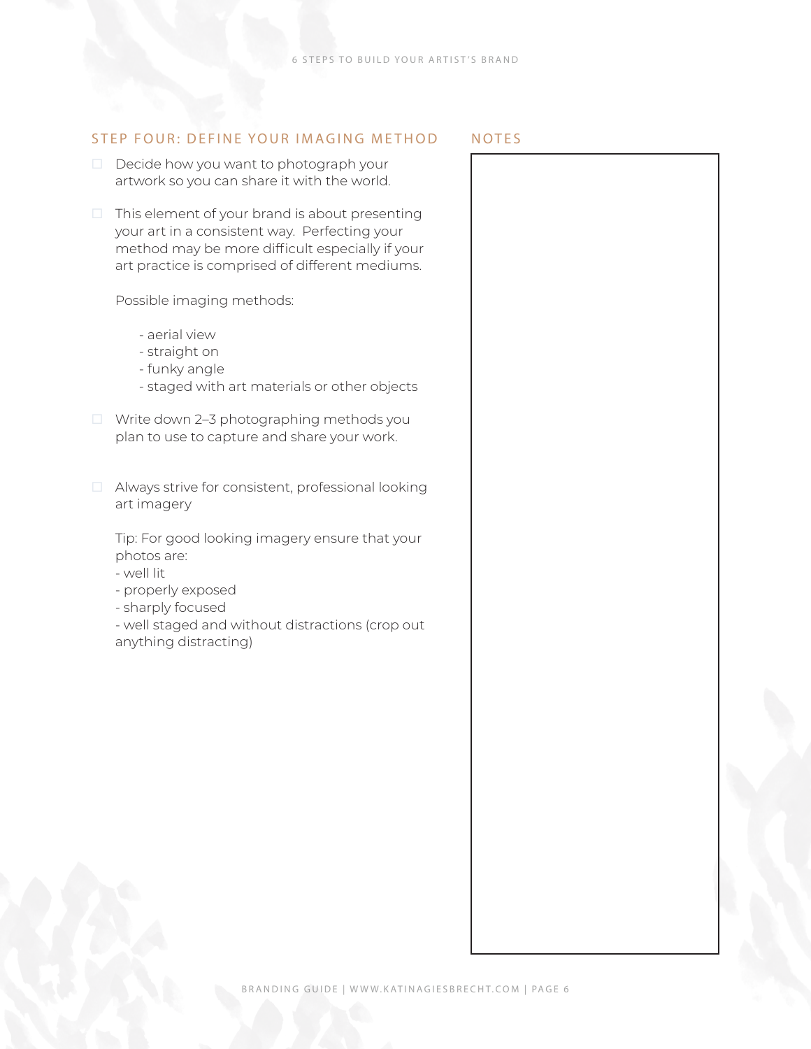## STEP FOUR: DEFINE YOUR IMAGING METHOD

- [ ] Decide how you want to photograph your artwork so you can share it with the world.

- [ ] This element of your brand is about presenting your art in a consistent way. Perfecting your method may be more difficult especially if your art practice is comprised of different mediums.

  Possible imaging methods:

    - aerial view
    - straight on
    - funky angle
    - staged with art materials or other objects

- [ ] Write down 2–3 photographing methods you plan to use to capture and share your work.

- [ ] Always strive for consistent, professional looking art imagery

  Tip: For good looking imagery ensure that your photos are:
  - well lit
  - properly exposed
  - sharply focused
  - well staged and without distractions (crop out anything distracting)

## NOTES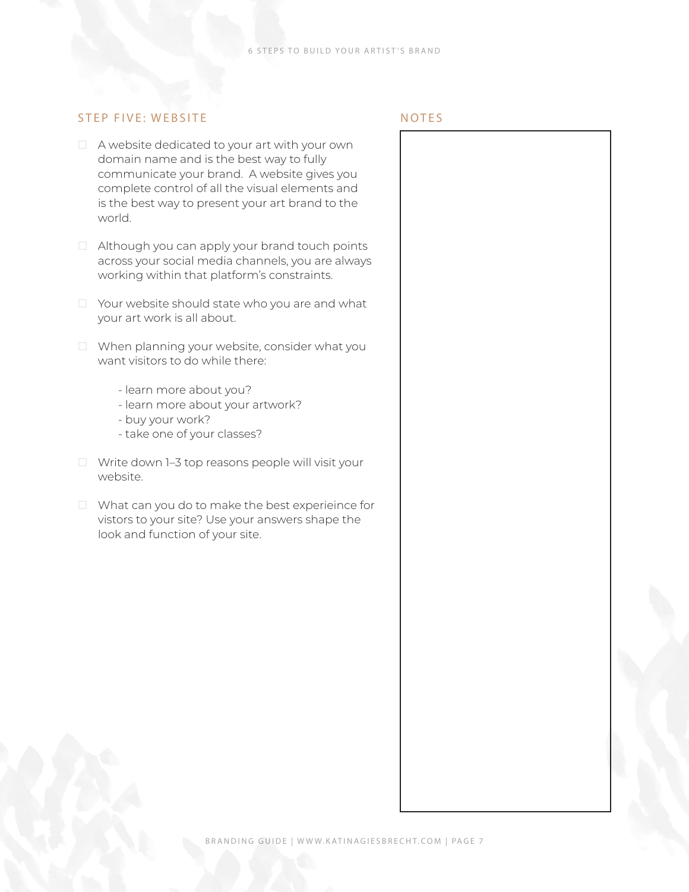## STEP FIVE: WEBSITE

- [ ] A website dedicated to your art with your own domain name and is the best way to fully communicate your brand. A website gives you complete control of all the visual elements and is the best way to present your art brand to the world.
- [ ] Although you can apply your brand touch points across your social media channels, you are always working within that platform's constraints.
- [ ] Your website should state who you are and what your art work is all about.
- [ ] When planning your website, consider what you want visitors to do while there:

    - learn more about you?
    - learn more about your artwork?
    - buy your work?
    - take one of your classes?

- [ ] Write down 1–3 top reasons people will visit your website.
- [ ] What can you do to make the best experieince for vistors to your site? Use your answers shape the look and function of your site.

## NOTES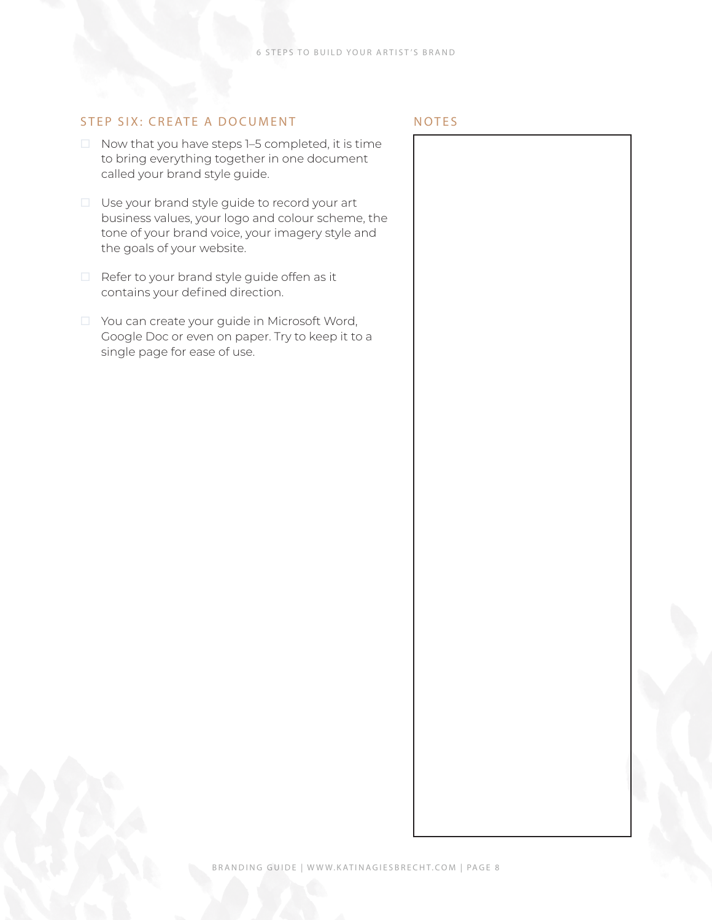## STEP SIX: CREATE A DOCUMENT

- ☐ Now that you have steps 1–5 completed, it is time to bring everything together in one document called your brand style guide.
- ☐ Use your brand style guide to record your art business values, your logo and colour scheme, the tone of your brand voice, your imagery style and the goals of your website.
- ☐ Refer to your brand style guide often as it contains your defined direction.
- ☐ You can create your guide in Microsoft Word, Google Doc or even on paper. Try to keep it to a single page for ease of use.

## NOTES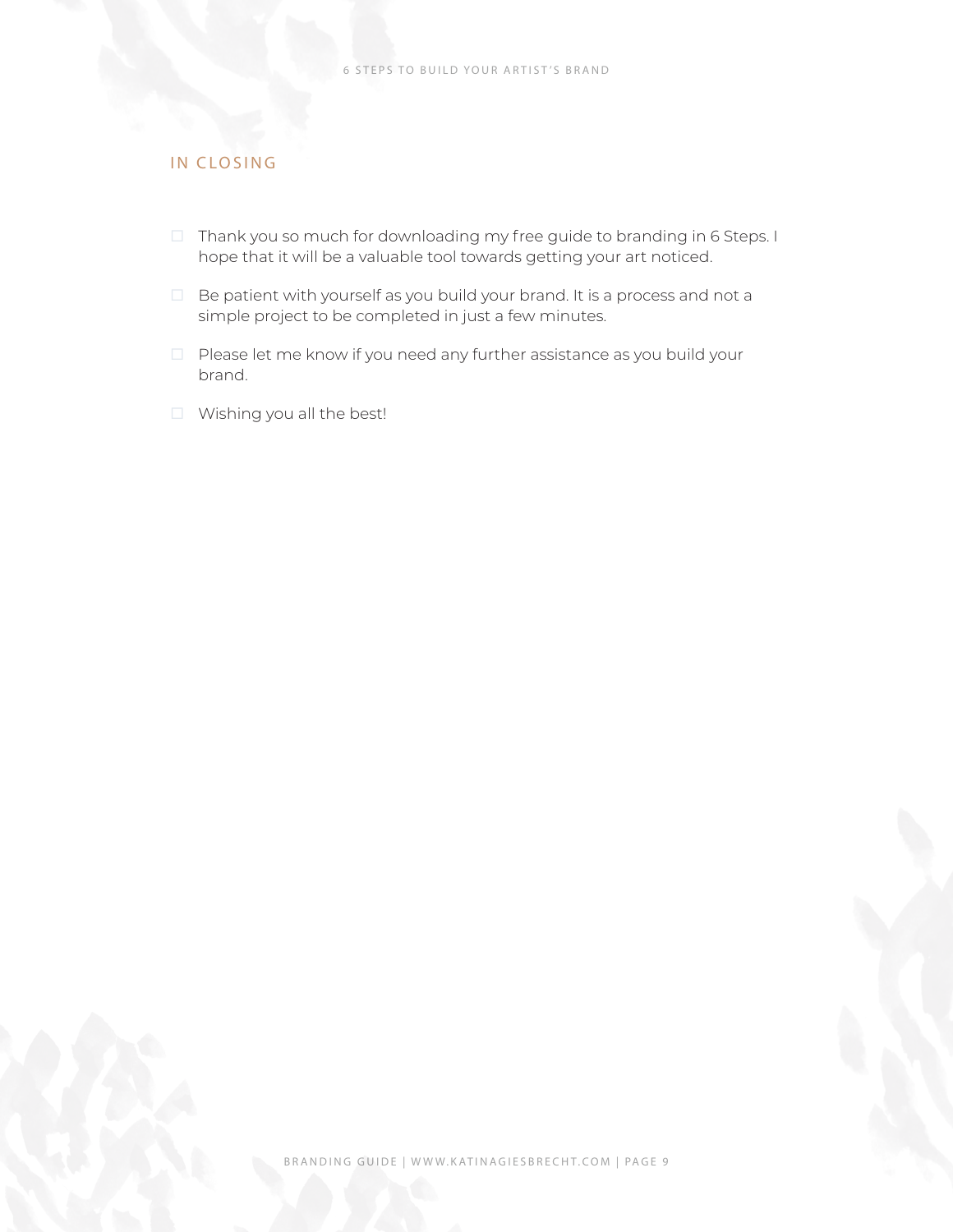## IN CLOSING

- Thank you so much for downloading my free guide to branding in 6 Steps. I hope that it will be a valuable tool towards getting your art noticed.
- Be patient with yourself as you build your brand. It is a process and not a simple project to be completed in just a few minutes.
- Please let me know if you need any further assistance as you build your brand.
- Wishing you all the best!